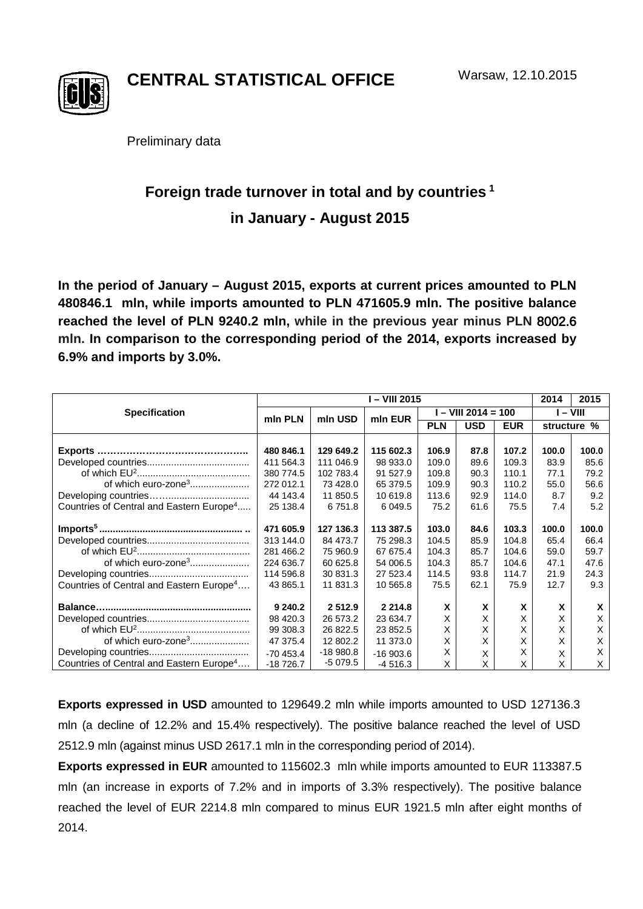**CENTRAL STATISTICAL OFFICE**

Warsaw, 12.10.2015

Preliminary data

# Foreign trade turnover in total and by countries [1] in January - August 2015

**In the period of January – August 2015, exports at current prices amounted to PLN 480846.1 mln, while imports amounted to PLN 471605.9 mln. The positive balance reached the level of PLN 9240.2 mln, while in the previous year minus PLN 8002.6 mln. In comparison to the corresponding period of the 2014, exports increased by 6.9% and imports by 3.0%.**

| Specification | I – VIII 2015 | | | | | | 2014 | 2015 |
|---|---|---|---|---|---|---|---|---|
| | mln PLN | mln USD | mln EUR | I – VIII 2014 = 100 | | | I – VIII | |
| | | | | PLN | USD | EUR | structure % | |
| **Exports** | **480 846.1** | **129 649.2** | **115 602.3** | **106.9** | **87.8** | **107.2** | **100.0** | **100.0** |
| Developed countries | 411 564.3 | 111 046.9 | 98 933.0 | 109.0 | 89.6 | 109.3 | 83.9 | 85.6 |
| of which EU[2] | 380 774.5 | 102 783.4 | 91 527.9 | 109.8 | 90.3 | 110.1 | 77.1 | 79.2 |
| of which euro-zone[3] | 272 012.1 | 73 428.0 | 65 379.5 | 109.9 | 90.3 | 110.2 | 55.0 | 56.6 |
| Developing countries | 44 143.4 | 11 850.5 | 10 619.8 | 113.6 | 92.9 | 114.0 | 8.7 | 9.2 |
| Countries of Central and Eastern Europe[4] | 25 138.4 | 6 751.8 | 6 049.5 | 75.2 | 61.6 | 75.5 | 7.4 | 5.2 |
| **Imports[5]** | **471 605.9** | **127 136.3** | **113 387.5** | **103.0** | **84.6** | **103.3** | **100.0** | **100.0** |
| Developed countries | 313 144.0 | 84 473.7 | 75 298.3 | 104.5 | 85.9 | 104.8 | 65.4 | 66.4 |
| of which EU[2] | 281 466.2 | 75 960.9 | 67 675.4 | 104.3 | 85.7 | 104.6 | 59.0 | 59.7 |
| of which euro-zone[3] | 224 636.7 | 60 625.8 | 54 006.5 | 104.3 | 85.7 | 104.6 | 47.1 | 47.6 |
| Developing countries | 114 596.8 | 30 831.3 | 27 523.4 | 114.5 | 93.8 | 114.7 | 21.9 | 24.3 |
| Countries of Central and Eastern Europe[4] | 43 865.1 | 11 831.3 | 10 565.8 | 75.5 | 62.1 | 75.9 | 12.7 | 9.3 |
| **Balance** | **9 240.2** | **2 512.9** | **2 214.8** | **X** | **X** | **X** | **X** | **X** |
| Developed countries | 98 420.3 | 26 573.2 | 23 634.7 | X | X | X | X | X |
| of which EU[2] | 99 308.3 | 26 822.5 | 23 852.5 | X | X | X | X | X |
| of which euro-zone[3] | 47 375.4 | 12 802.2 | 11 373.0 | X | X | X | X | X |
| Developing countries | -70 453.4 | -18 980.8 | -16 903.6 | X | X | X | X | X |
| Countries of Central and Eastern Europe[4] | -18 726.7 | -5 079.5 | -4 516.3 | X | X | X | X | X |

**Exports expressed in USD** amounted to 129649.2 mln while imports amounted to USD 127136.3 mln (a decline of 12.2% and 15.4% respectively). The positive balance reached the level of USD 2512.9 mln (against minus USD 2617.1 mln in the corresponding period of 2014).

**Exports expressed in EUR** amounted to 115602.3 mln while imports amounted to EUR 113387.5 mln (an increase in exports of 7.2% and in imports of 3.3% respectively). The positive balance reached the level of EUR 2214.8 mln compared to minus EUR 1921.5 mln after eight months of 2014.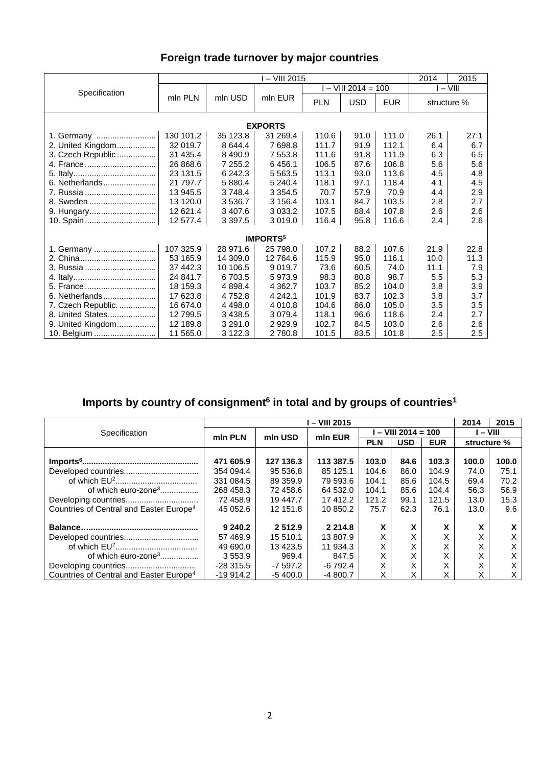## Foreign trade turnover by major countries

| Specification | I – VIII 2015 | | | | | | 2014 | 2015 |
|---|---|---|---|---|---|---|---|---|
| | mln PLN | mln USD | mln EUR | I – VIII 2014 = 100 | | | I – VIII | |
| | | | | PLN | USD | EUR | structure % | |
| **EXPORTS** | | | | | | | | |
| 1. Germany | 130 101.2 | 35 123.8 | 31 269.4 | 110.6 | 91.0 | 111.0 | 26.1 | 27.1 |
| 2. United Kingdom | 32 019.7 | 8 644.4 | 7 698.8 | 111.7 | 91.9 | 112.1 | 6.4 | 6.7 |
| 3. Czech Republic | 31 435.4 | 8 490.9 | 7 553.8 | 111.6 | 91.8 | 111.9 | 6.3 | 6.5 |
| 4. France | 26 868.6 | 7 255.2 | 6 456.1 | 106.5 | 87.6 | 106.8 | 5.6 | 5.6 |
| 5. Italy | 23 131.5 | 6 242.3 | 5 563.5 | 113.1 | 93.0 | 113.6 | 4.5 | 4.8 |
| 6. Netherlands | 21 797.7 | 5 880.4 | 5 240.4 | 118.1 | 97.1 | 118.4 | 4.1 | 4.5 |
| 7. Russia | 13 945.5 | 3 748.4 | 3 354.5 | 70.7 | 57.9 | 70.9 | 4.4 | 2.9 |
| 8. Sweden | 13 120.0 | 3 536.7 | 3 156.4 | 103.1 | 84.7 | 103.5 | 2.8 | 2.7 |
| 9. Hungary | 12 621.4 | 3 407.6 | 3 033.2 | 107.5 | 88.4 | 107.8 | 2.6 | 2.6 |
| 10. Spain | 12 577.4 | 3 397.5 | 3 019.0 | 116.4 | 95.8 | 116.6 | 2.4 | 2.6 |
| **IMPORTS[5]** | | | | | | | | |
| 1. Germany | 107 325.9 | 28 971.6 | 25 798.0 | 107.2 | 88.2 | 107.6 | 21.9 | 22.8 |
| 2. China | 53 165.9 | 14 309.0 | 12 764.6 | 115.9 | 95.0 | 116.1 | 10.0 | 11.3 |
| 3. Russia | 37 442.3 | 10 106.5 | 9 019.7 | 73.6 | 60.5 | 74.0 | 11.1 | 7.9 |
| 4. Italy | 24 841.7 | 6 703.5 | 5 973.9 | 98.3 | 80.8 | 98.7 | 5.5 | 5.3 |
| 5. France | 18 159.3 | 4 898.4 | 4 362.7 | 103.7 | 85.2 | 104.0 | 3.8 | 3.9 |
| 6. Netherlands | 17 623.8 | 4 752.8 | 4 242.1 | 101.9 | 83.7 | 102.3 | 3.8 | 3.7 |
| 7. Czech Republic. | 16 674.0 | 4 498.0 | 4 010.8 | 104.6 | 86.0 | 105.0 | 3.5 | 3.5 |
| 8. United States | 12 799.5 | 3 438.5 | 3 079.4 | 118.1 | 96.6 | 118.6 | 2.4 | 2.7 |
| 9. United Kingdom | 12 189.8 | 3 291.0 | 2 929.9 | 102.7 | 84.5 | 103.0 | 2.6 | 2.6 |
| 10. Belgium | 11 565.0 | 3 122.3 | 2 780.8 | 101.5 | 83.5 | 101.8 | 2.5 | 2.5 |

## Imports by country of consignment[6] in total and by groups of countries[1]

| Specification | I – VIII 2015 | | | | | | 2014 | 2015 |
|---|---|---|---|---|---|---|---|---|
| | mln PLN | mln USD | mln EUR | I – VIII 2014 = 100 | | | I – VIII | |
| | | | | PLN | USD | EUR | structure % | |
| **Imports[6]** | **471 605.9** | **127 136.3** | **113 387.5** | **103.0** | **84.6** | **103.3** | **100.0** | **100.0** |
| Developed countries | 354 094.4 | 95 536.8 | 85 125.1 | 104.6 | 86.0 | 104.9 | 74.0 | 75.1 |
| of which EU[2] | 331 084.5 | 89 359.9 | 79 593.6 | 104.1 | 85.6 | 104.5 | 69.4 | 70.2 |
| of which euro-zone[3] | 268 458.3 | 72 458.6 | 64 532.0 | 104.1 | 85.6 | 104.4 | 56.3 | 56.9 |
| Developing countries | 72 458.9 | 19 447.7 | 17 412.2 | 121.2 | 99.1 | 121.5 | 13.0 | 15.3 |
| Countries of Central and Easter Europe[4] | 45 052.6 | 12 151.8 | 10 850.2 | 75.7 | 62.3 | 76.1 | 13.0 | 9.6 |
| **Balance** | **9 240.2** | **2 512.9** | **2 214.8** | **X** | **X** | **X** | **X** | **X** |
| Developed countries | 57 469.9 | 15 510.1 | 13 807.9 | X | X | X | X | X |
| of which EU[2] | 49 690.0 | 13 423.5 | 11 934.3 | X | X | X | X | X |
| of which euro-zone[3] | 3 553.9 | 969.4 | 847.5 | X | X | X | X | X |
| Developing countries | -28 315.5 | -7 597.2 | -6 792.4 | X | X | X | X | X |
| Countries of Central and Easter Europe[4] | -19 914.2 | -5 400.0 | -4 800.7 | X | X | X | X | X |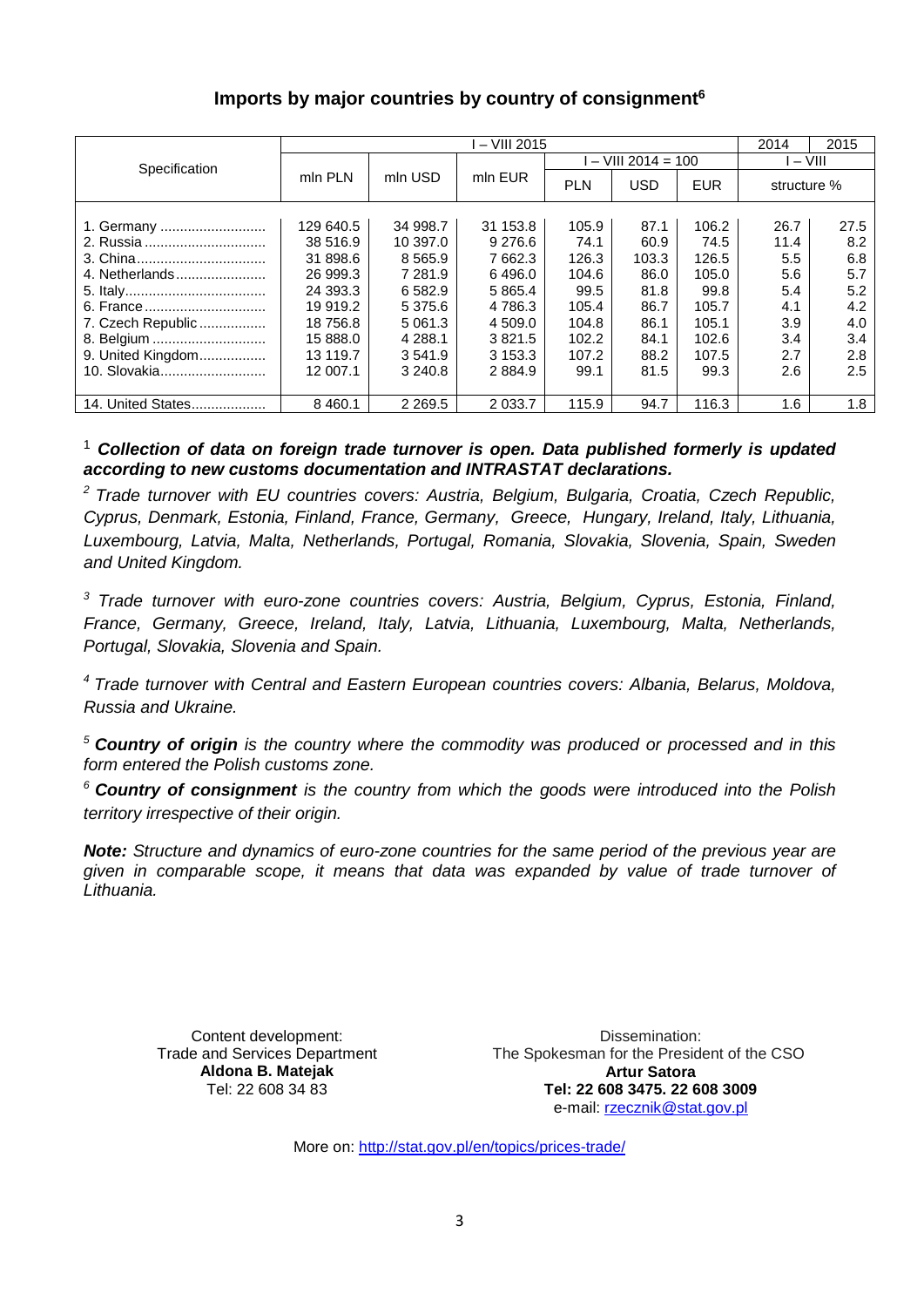## Imports by major countries by country of consignment[6]

| Specification | I – VIII 2015 | | | | | | 2014 | 2015 |
|---|---|---|---|---|---|---|---|---|
| | mln PLN | mln USD | mln EUR | I – VIII 2014 = 100 | | | I – VIII | |
| | | | | PLN | USD | EUR | structure % | |
| 1. Germany | 129 640.5 | 34 998.7 | 31 153.8 | 105.9 | 87.1 | 106.2 | 26.7 | 27.5 |
| 2. Russia | 38 516.9 | 10 397.0 | 9 276.6 | 74.1 | 60.9 | 74.5 | 11.4 | 8.2 |
| 3. China | 31 898.6 | 8 565.9 | 7 662.3 | 126.3 | 103.3 | 126.5 | 5.5 | 6.8 |
| 4. Netherlands | 26 999.3 | 7 281.9 | 6 496.0 | 104.6 | 86.0 | 105.0 | 5.6 | 5.7 |
| 5. Italy | 24 393.3 | 6 582.9 | 5 865.4 | 99.5 | 81.8 | 99.8 | 5.4 | 5.2 |
| 6. France | 19 919.2 | 5 375.6 | 4 786.3 | 105.4 | 86.7 | 105.7 | 4.1 | 4.2 |
| 7. Czech Republic | 18 756.8 | 5 061.3 | 4 509.0 | 104.8 | 86.1 | 105.1 | 3.9 | 4.0 |
| 8. Belgium | 15 888.0 | 4 288.1 | 3 821.5 | 102.2 | 84.1 | 102.6 | 3.4 | 3.4 |
| 9. United Kingdom | 13 119.7 | 3 541.9 | 3 153.3 | 107.2 | 88.2 | 107.5 | 2.7 | 2.8 |
| 10. Slovakia | 12 007.1 | 3 240.8 | 2 884.9 | 99.1 | 81.5 | 99.3 | 2.6 | 2.5 |
| 14. United States | 8 460.1 | 2 269.5 | 2 033.7 | 115.9 | 94.7 | 116.3 | 1.6 | 1.8 |

[1] ***Collection of data on foreign trade turnover is open. Data published formerly is updated according to new customs documentation and INTRASTAT declarations.***

[2] *Trade turnover with EU countries covers: Austria, Belgium, Bulgaria, Croatia, Czech Republic, Cyprus, Denmark, Estonia, Finland, France, Germany, Greece, Hungary, Ireland, Italy, Lithuania, Luxembourg, Latvia, Malta, Netherlands, Portugal, Romania, Slovakia, Slovenia, Spain, Sweden and United Kingdom.*

[3] *Trade turnover with euro-zone countries covers: Austria, Belgium, Cyprus, Estonia, Finland, France, Germany, Greece, Ireland, Italy, Latvia, Lithuania, Luxembourg, Malta, Netherlands, Portugal, Slovakia, Slovenia and Spain.*

[4] *Trade turnover with Central and Eastern European countries covers: Albania, Belarus, Moldova, Russia and Ukraine.*

[5] ***Country of origin** is the country where the commodity was produced or processed and in this form entered the Polish customs zone.*

[6] ***Country of consignment** is the country from which the goods were introduced into the Polish territory irrespective of their origin.*

***Note:** Structure and dynamics of euro-zone countries for the same period of the previous year are given in comparable scope, it means that data was expanded by value of trade turnover of Lithuania.*

Content development:
Trade and Services Department
**Aldona B. Matejak**
Tel: 22 608 34 83

Dissemination:
The Spokesman for the President of the CSO
**Artur Satora**
**Tel: 22 608 3475. 22 608 3009**
e-mail: rzecznik@stat.gov.pl

More on: http://stat.gov.pl/en/topics/prices-trade/